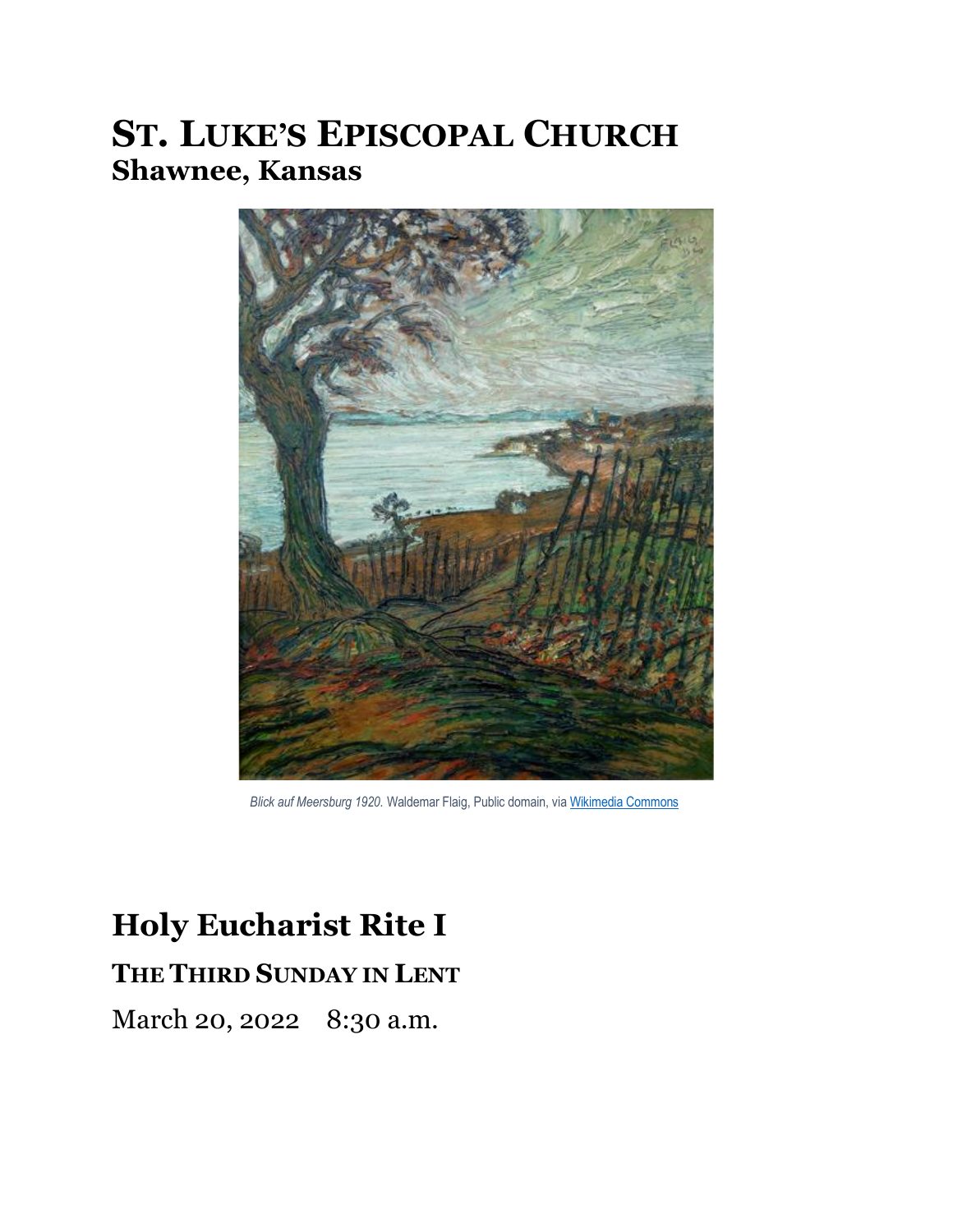# St. Luke's Episcopal Church
## Shawnee, Kansas

*Blick auf Meersburg 1920.* Waldemar Flaig, Public domain, via Wikimedia Commons

# Holy Eucharist Rite I

### The Third Sunday in Lent

March 20, 2022 8:30 a.m.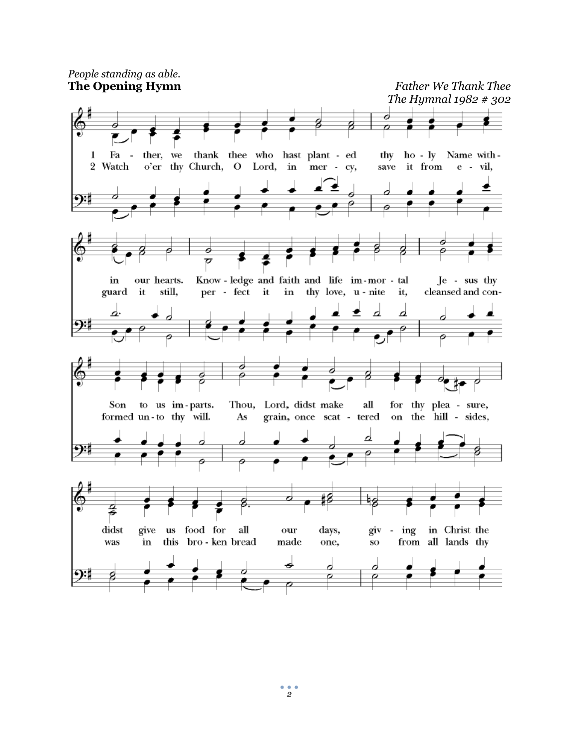*People standing as able.*

**The Opening Hymn**

*Father We Thank Thee*
*The Hymnal 1982 # 302*

1 Fa - ther, we thank thee who hast plant - ed thy ho - ly Name with - in our hearts. Know - ledge and faith and life im - mor - tal Je - sus thy Son to us im - parts. Thou, Lord, didst make all for thy plea - sure, didst give us food for all our days, giv - ing in Christ the

2 Watch o'er thy Church, O Lord, in mer - cy, save it from e - vil, guard it still, per - fect it in thy love, u - nite it, cleansed and con - formed un - to thy will. As grain, once scat - tered on the hill - sides, was in this bro - ken bread made one, so from all lands thy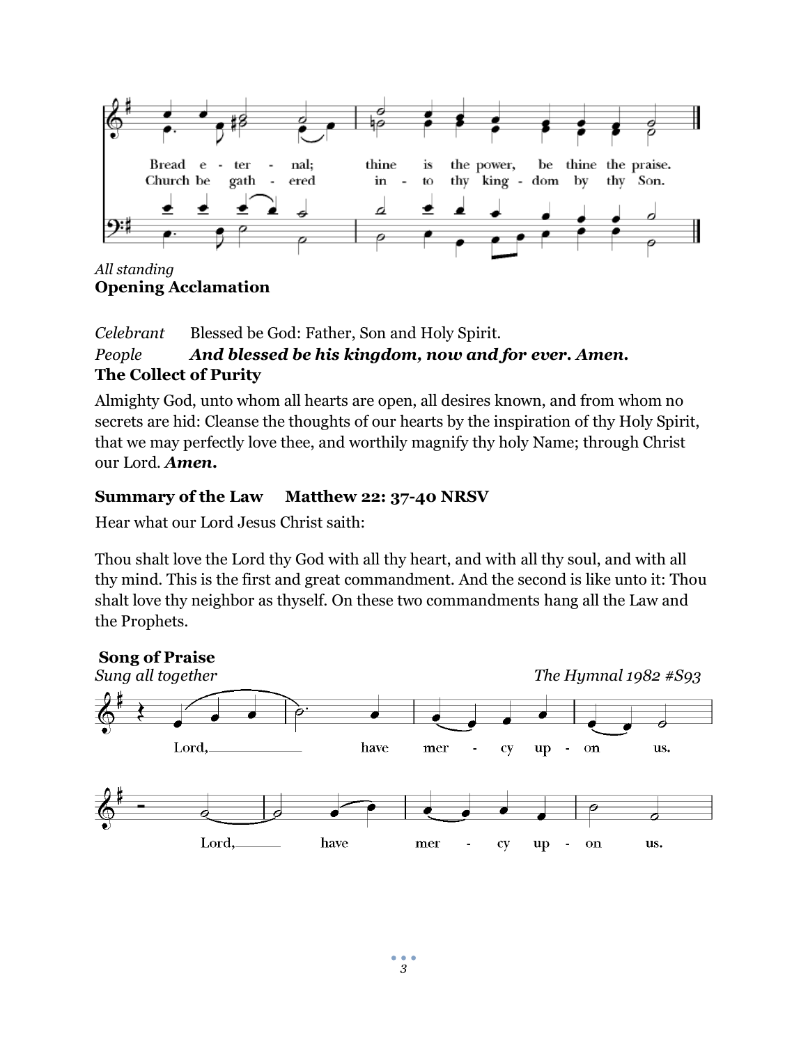Bread e - ter - nal; thine is the power, be thine the praise.
Church be gath - ered in - to thy king - dom by thy Son.

*All standing*

**Opening Acclamation**

*Celebrant* Blessed be God: Father, Son and Holy Spirit.

*People* ***And blessed be his kingdom, now and for ever. Amen.***

**The Collect of Purity**

Almighty God, unto whom all hearts are open, all desires known, and from whom no secrets are hid: Cleanse the thoughts of our hearts by the inspiration of thy Holy Spirit, that we may perfectly love thee, and worthily magnify thy holy Name; through Christ our Lord. ***Amen.***

**Summary of the Law Matthew 22: 37-40 NRSV**

Hear what our Lord Jesus Christ saith:

Thou shalt love the Lord thy God with all thy heart, and with all thy soul, and with all thy mind. This is the first and great commandment. And the second is like unto it: Thou shalt love thy neighbor as thyself. On these two commandments hang all the Law and the Prophets.

**Song of Praise**

*Sung all together* *The Hymnal 1982 #S93*

Lord, have mer - cy up - on us.

Lord, have mer - cy up - on us.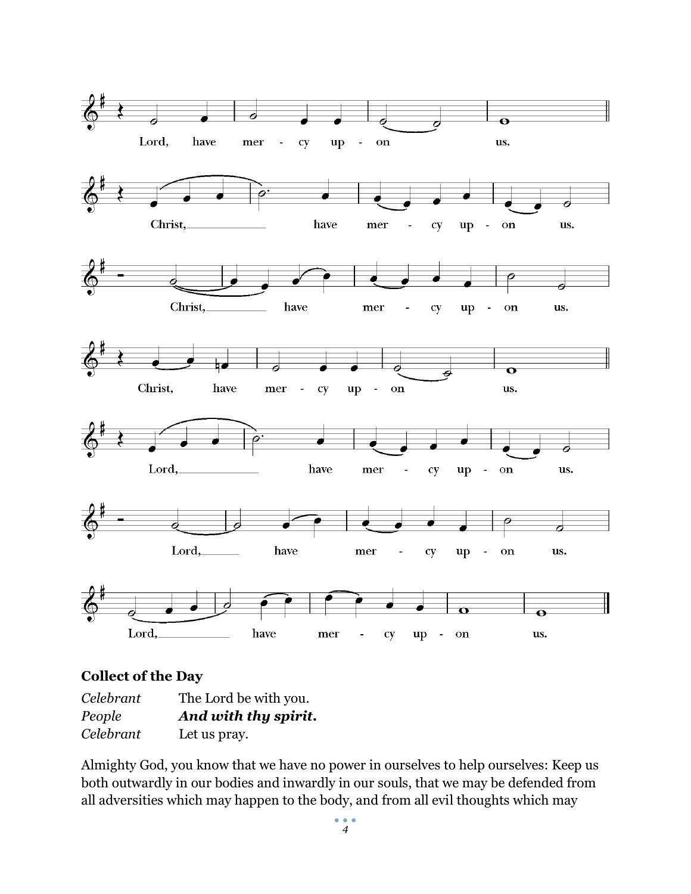Lord, have mer - cy up - on us.

Christ, have mer - cy up - on us.

Christ, have mer - cy up - on us.

Christ, have mer - cy up - on us.

Lord, have mer - cy up - on us.

Lord, have mer - cy up - on us.

Lord, have mer - cy up - on us.

### Collect of the Day

*Celebrant* The Lord be with you.
*People* ***And with thy spirit.***
*Celebrant* Let us pray.

Almighty God, you know that we have no power in ourselves to help ourselves: Keep us both outwardly in our bodies and inwardly in our souls, that we may be defended from all adversities which may happen to the body, and from all evil thoughts which may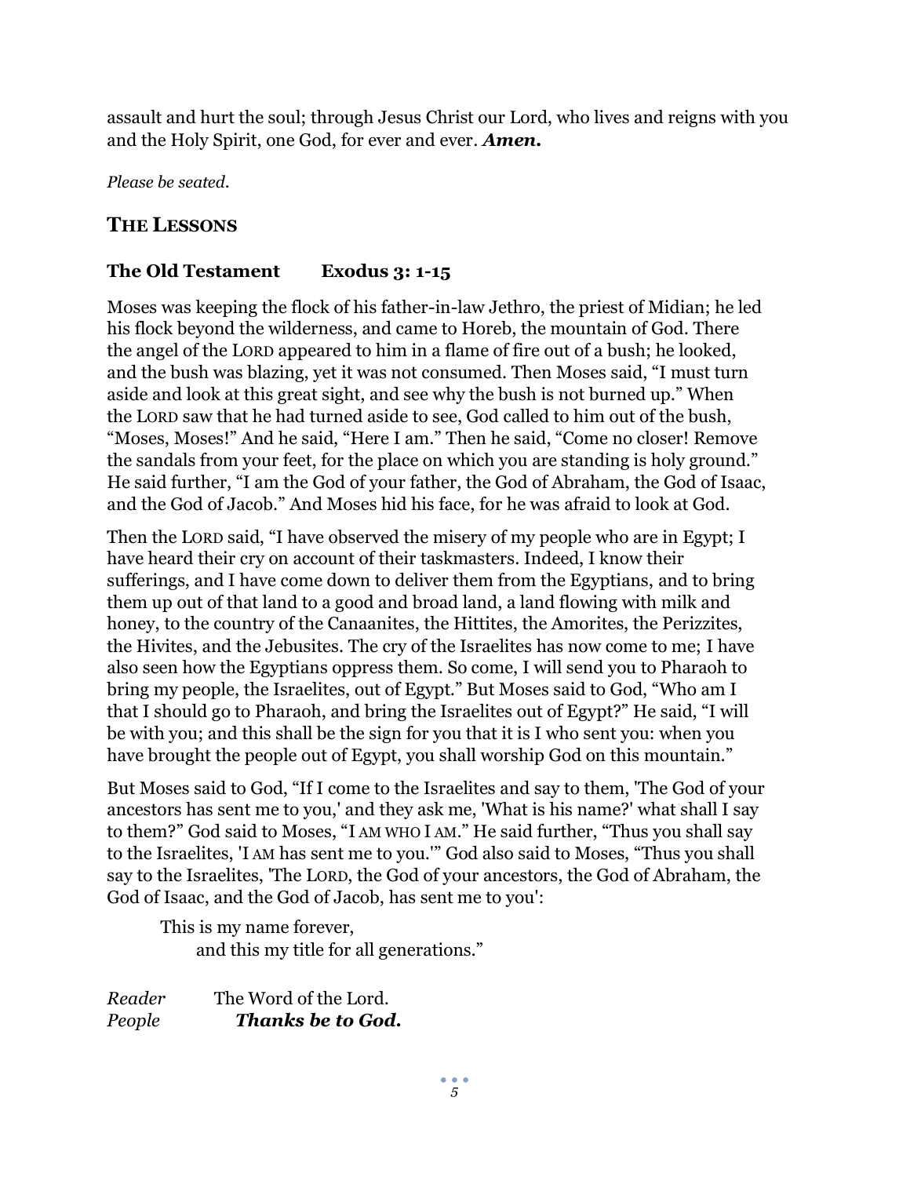assault and hurt the soul; through Jesus Christ our Lord, who lives and reigns with you and the Holy Spirit, one God, for ever and ever. ***Amen.***

*Please be seated.*

## THE LESSONS

### The Old Testament    Exodus 3: 1-15

Moses was keeping the flock of his father-in-law Jethro, the priest of Midian; he led his flock beyond the wilderness, and came to Horeb, the mountain of God. There the angel of the LORD appeared to him in a flame of fire out of a bush; he looked, and the bush was blazing, yet it was not consumed. Then Moses said, "I must turn aside and look at this great sight, and see why the bush is not burned up." When the LORD saw that he had turned aside to see, God called to him out of the bush, "Moses, Moses!" And he said, "Here I am." Then he said, "Come no closer! Remove the sandals from your feet, for the place on which you are standing is holy ground." He said further, "I am the God of your father, the God of Abraham, the God of Isaac, and the God of Jacob." And Moses hid his face, for he was afraid to look at God.

Then the LORD said, "I have observed the misery of my people who are in Egypt; I have heard their cry on account of their taskmasters. Indeed, I know their sufferings, and I have come down to deliver them from the Egyptians, and to bring them up out of that land to a good and broad land, a land flowing with milk and honey, to the country of the Canaanites, the Hittites, the Amorites, the Perizzites, the Hivites, and the Jebusites. The cry of the Israelites has now come to me; I have also seen how the Egyptians oppress them. So come, I will send you to Pharaoh to bring my people, the Israelites, out of Egypt." But Moses said to God, "Who am I that I should go to Pharaoh, and bring the Israelites out of Egypt?" He said, "I will be with you; and this shall be the sign for you that it is I who sent you: when you have brought the people out of Egypt, you shall worship God on this mountain."

But Moses said to God, "If I come to the Israelites and say to them, 'The God of your ancestors has sent me to you,' and they ask me, 'What is his name?' what shall I say to them?" God said to Moses, "I AM WHO I AM." He said further, "Thus you shall say to the Israelites, 'I AM has sent me to you.'" God also said to Moses, "Thus you shall say to the Israelites, 'The LORD, the God of your ancestors, the God of Abraham, the God of Isaac, and the God of Jacob, has sent me to you':

> This is my name forever,
> and this my title for all generations."

*Reader*    The Word of the Lord.
*People*    ***Thanks be to God.***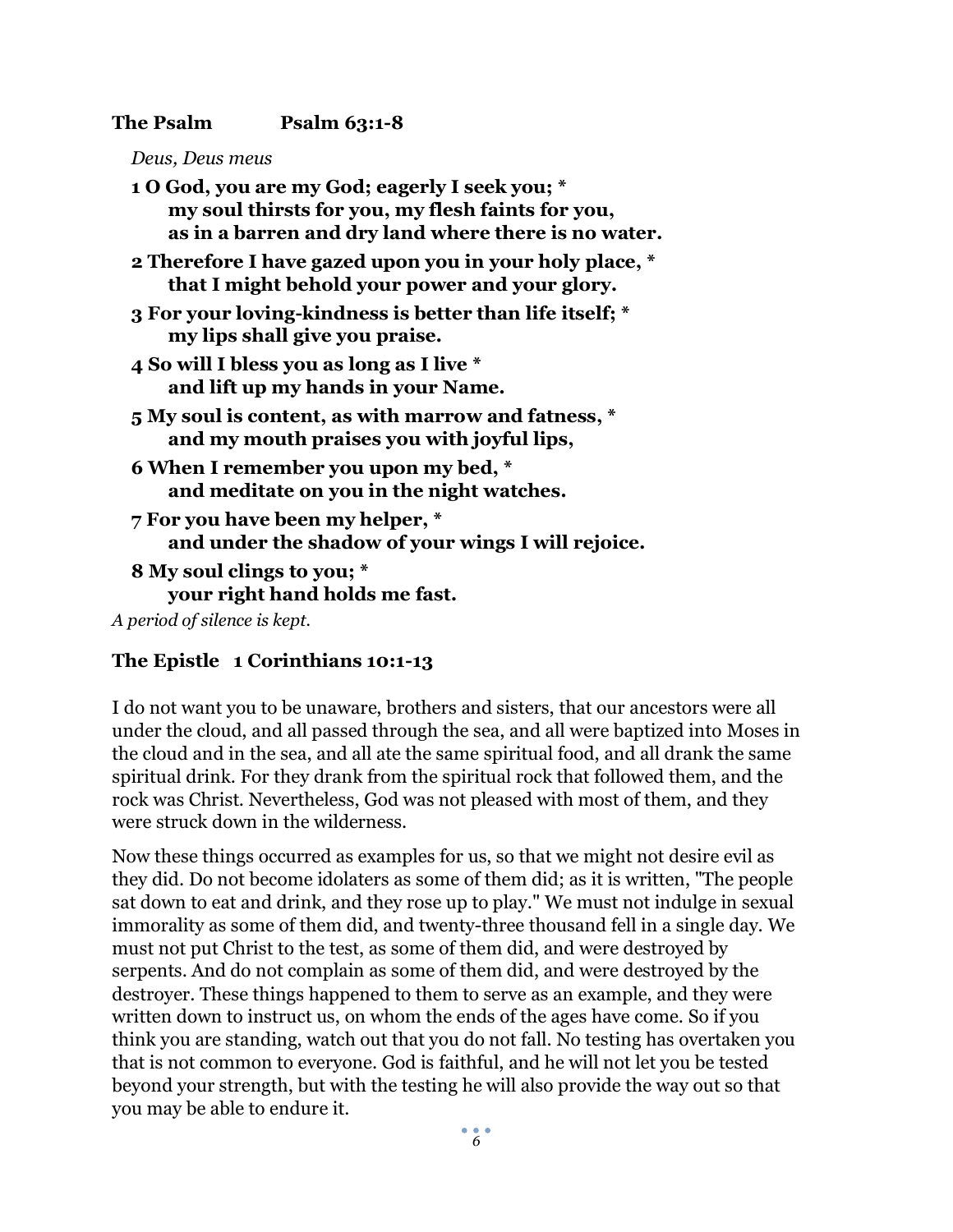**The Psalm Psalm 63:1-8**

*Deus, Deus meus*

**1 O God, you are my God; eagerly I seek you; *
my soul thirsts for you, my flesh faints for you,
as in a barren and dry land where there is no water.**

**2 Therefore I have gazed upon you in your holy place, *
that I might behold your power and your glory.**

**3 For your loving-kindness is better than life itself; *
my lips shall give you praise.**

**4 So will I bless you as long as I live *
and lift up my hands in your Name.**

**5 My soul is content, as with marrow and fatness, *
and my mouth praises you with joyful lips,**

**6 When I remember you upon my bed, *
and meditate on you in the night watches.**

**7 For you have been my helper, *
and under the shadow of your wings I will rejoice.**

**8 My soul clings to you; *
your right hand holds me fast.**

*A period of silence is kept.*

**The Epistle 1 Corinthians 10:1-13**

I do not want you to be unaware, brothers and sisters, that our ancestors were all under the cloud, and all passed through the sea, and all were baptized into Moses in the cloud and in the sea, and all ate the same spiritual food, and all drank the same spiritual drink. For they drank from the spiritual rock that followed them, and the rock was Christ. Nevertheless, God was not pleased with most of them, and they were struck down in the wilderness.

Now these things occurred as examples for us, so that we might not desire evil as they did. Do not become idolaters as some of them did; as it is written, "The people sat down to eat and drink, and they rose up to play." We must not indulge in sexual immorality as some of them did, and twenty-three thousand fell in a single day. We must not put Christ to the test, as some of them did, and were destroyed by serpents. And do not complain as some of them did, and were destroyed by the destroyer. These things happened to them to serve as an example, and they were written down to instruct us, on whom the ends of the ages have come. So if you think you are standing, watch out that you do not fall. No testing has overtaken you that is not common to everyone. God is faithful, and he will not let you be tested beyond your strength, but with the testing he will also provide the way out so that you may be able to endure it.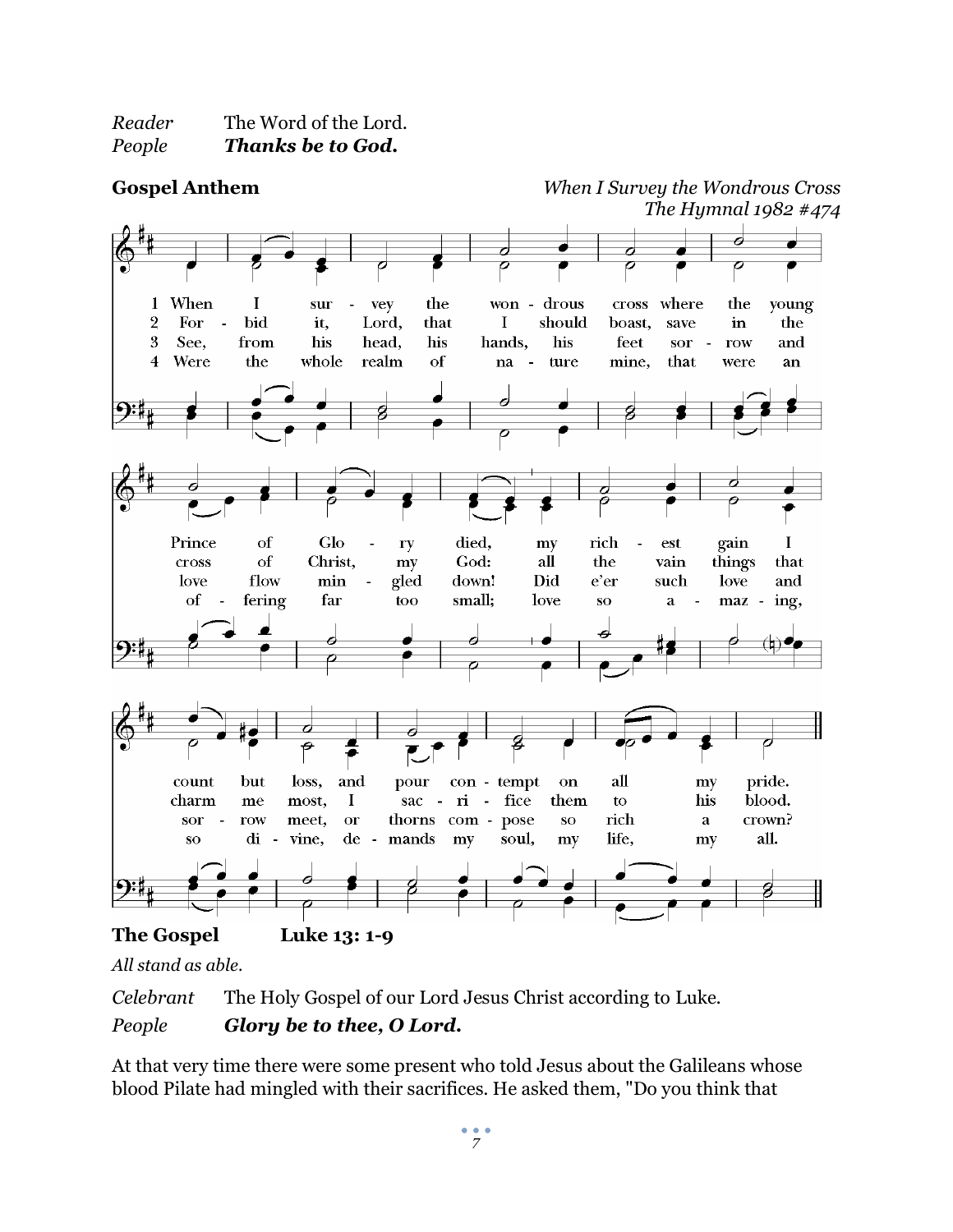*Reader* The Word of the Lord.
*People* ***Thanks be to God.***

**Gospel Anthem** *When I Survey the Wondrous Cross*
*The Hymnal 1982 #474*

1 When I survey the wondrous cross where the young Prince of Glory died, my richest gain I count but loss, and pour contempt on all my pride.

2 Forbid it, Lord, that I should boast, save in the cross of Christ, my God: all the vain things that charm me most, I sacrifice them to his blood.

3 See, from his head, his hands, his feet sorrow and love flow mingled down! Did e'er such love and sorrow meet, or thorns compose so rich a crown?

4 Were the whole realm of nature mine, that were an offering far too small; love so amazing, so divine, demands my soul, my life, my all.

**The Gospel** **Luke 13: 1-9**

*All stand as able.*

*Celebrant* The Holy Gospel of our Lord Jesus Christ according to Luke.
*People* ***Glory be to thee, O Lord.***

At that very time there were some present who told Jesus about the Galileans whose blood Pilate had mingled with their sacrifices. He asked them, "Do you think that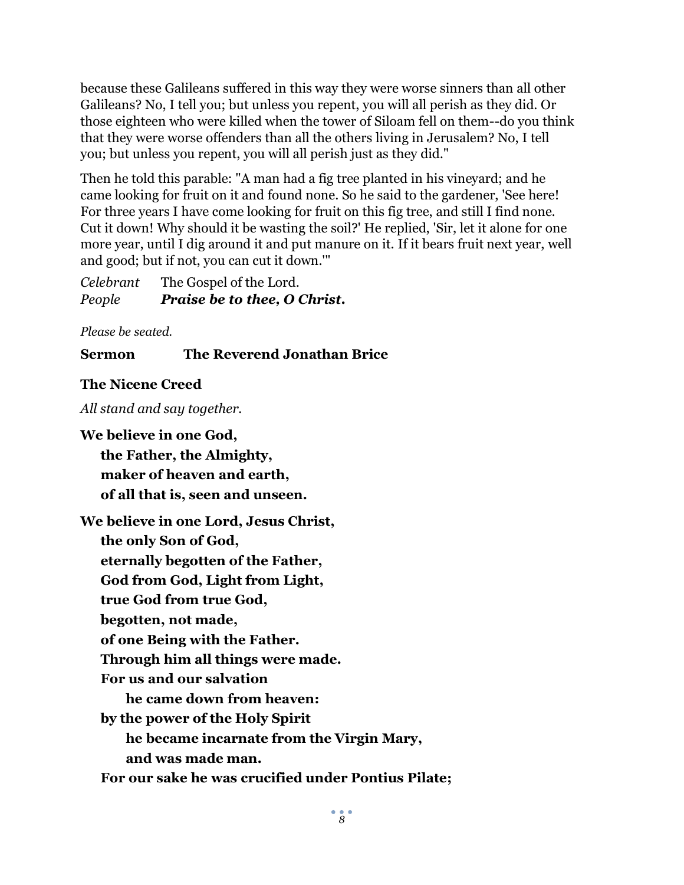because these Galileans suffered in this way they were worse sinners than all other Galileans? No, I tell you; but unless you repent, you will all perish as they did. Or those eighteen who were killed when the tower of Siloam fell on them--do you think that they were worse offenders than all the others living in Jerusalem? No, I tell you; but unless you repent, you will all perish just as they did."

Then he told this parable: "A man had a fig tree planted in his vineyard; and he came looking for fruit on it and found none. So he said to the gardener, 'See here! For three years I have come looking for fruit on this fig tree, and still I find none. Cut it down! Why should it be wasting the soil?' He replied, 'Sir, let it alone for one more year, until I dig around it and put manure on it. If it bears fruit next year, well and good; but if not, you can cut it down.'"

*Celebrant* The Gospel of the Lord.
*People* ***Praise be to thee, O Christ.***

*Please be seated.*

**Sermon The Reverend Jonathan Brice**

**The Nicene Creed**

*All stand and say together.*

**We believe in one God,**
**the Father, the Almighty,**
**maker of heaven and earth,**
**of all that is, seen and unseen.**

**We believe in one Lord, Jesus Christ,**
**the only Son of God,**
**eternally begotten of the Father,**
**God from God, Light from Light,**
**true God from true God,**
**begotten, not made,**
**of one Being with the Father.**
**Through him all things were made.**
**For us and our salvation**
**he came down from heaven:**
**by the power of the Holy Spirit**
**he became incarnate from the Virgin Mary,**
**and was made man.**
**For our sake he was crucified under Pontius Pilate;**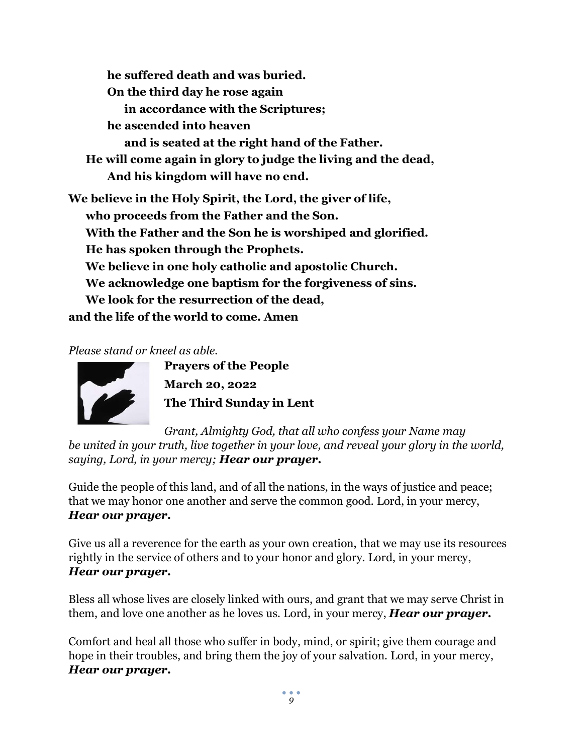**he suffered death and was buried.**
**On the third day he rose again**
**in accordance with the Scriptures;**
**he ascended into heaven**
**and is seated at the right hand of the Father.**
**He will come again in glory to judge the living and the dead,**
**And his kingdom will have no end.**

**We believe in the Holy Spirit, the Lord, the giver of life,**
**who proceeds from the Father and the Son.**
**With the Father and the Son he is worshiped and glorified.**
**He has spoken through the Prophets.**
**We believe in one holy catholic and apostolic Church.**
**We acknowledge one baptism for the forgiveness of sins.**
**We look for the resurrection of the dead,**
**and the life of the world to come. Amen**

*Please stand or kneel as able.*

**Prayers of the People**
**March 20, 2022**
**The Third Sunday in Lent**

*Grant, Almighty God, that all who confess your Name may be united in your truth, live together in your love, and reveal your glory in the world, saying, Lord, in your mercy;* ***Hear our prayer.***

Guide the people of this land, and of all the nations, in the ways of justice and peace; that we may honor one another and serve the common good. Lord, in your mercy, ***Hear our prayer.***

Give us all a reverence for the earth as your own creation, that we may use its resources rightly in the service of others and to your honor and glory. Lord, in your mercy, ***Hear our prayer.***

Bless all whose lives are closely linked with ours, and grant that we may serve Christ in them, and love one another as he loves us. Lord, in your mercy, ***Hear our prayer.***

Comfort and heal all those who suffer in body, mind, or spirit; give them courage and hope in their troubles, and bring them the joy of your salvation. Lord, in your mercy, ***Hear our prayer.***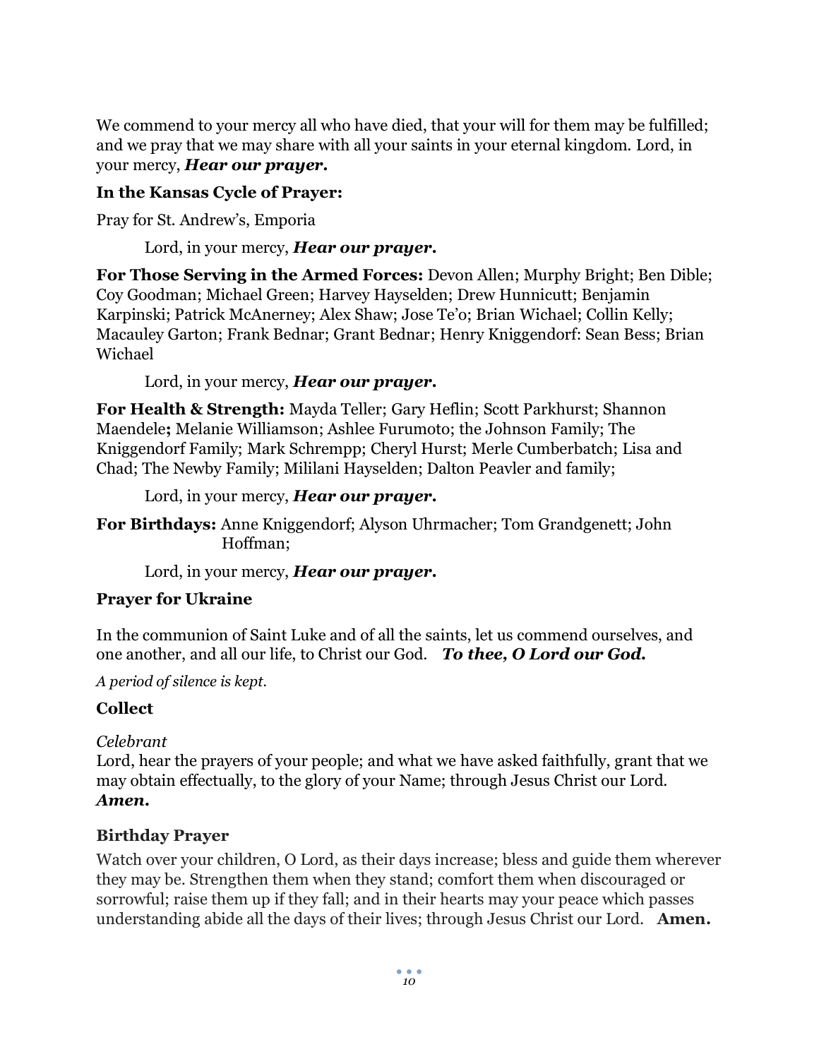We commend to your mercy all who have died, that your will for them may be fulfilled; and we pray that we may share with all your saints in your eternal kingdom. Lord, in your mercy, ***Hear our prayer.***

**In the Kansas Cycle of Prayer:**

Pray for St. Andrew's, Emporia

Lord, in your mercy, ***Hear our prayer.***

**For Those Serving in the Armed Forces:** Devon Allen; Murphy Bright; Ben Dible; Coy Goodman; Michael Green; Harvey Hayselden; Drew Hunnicutt; Benjamin Karpinski; Patrick McAnerney; Alex Shaw; Jose Te'o; Brian Wichael; Collin Kelly; Macauley Garton; Frank Bednar; Grant Bednar; Henry Kniggendorf: Sean Bess; Brian Wichael

Lord, in your mercy, ***Hear our prayer.***

**For Health & Strength:** Mayda Teller; Gary Heflin; Scott Parkhurst; Shannon Maendele**;** Melanie Williamson; Ashlee Furumoto; the Johnson Family; The Kniggendorf Family; Mark Schrempp; Cheryl Hurst; Merle Cumberbatch; Lisa and Chad; The Newby Family; Mililani Hayselden; Dalton Peavler and family;

Lord, in your mercy, ***Hear our prayer.***

**For Birthdays:** Anne Kniggendorf; Alyson Uhrmacher; Tom Grandgenett; John Hoffman;

Lord, in your mercy, ***Hear our prayer.***

**Prayer for Ukraine**

In the communion of Saint Luke and of all the saints, let us commend ourselves, and one another, and all our life, to Christ our God. ***To thee, O Lord our God.***

*A period of silence is kept.*

**Collect**

*Celebrant*
Lord, hear the prayers of your people; and what we have asked faithfully, grant that we may obtain effectually, to the glory of your Name; through Jesus Christ our Lord. ***Amen.***

**Birthday Prayer**

Watch over your children, O Lord, as their days increase; bless and guide them wherever they may be. Strengthen them when they stand; comfort them when discouraged or sorrowful; raise them up if they fall; and in their hearts may your peace which passes understanding abide all the days of their lives; through Jesus Christ our Lord. **Amen.**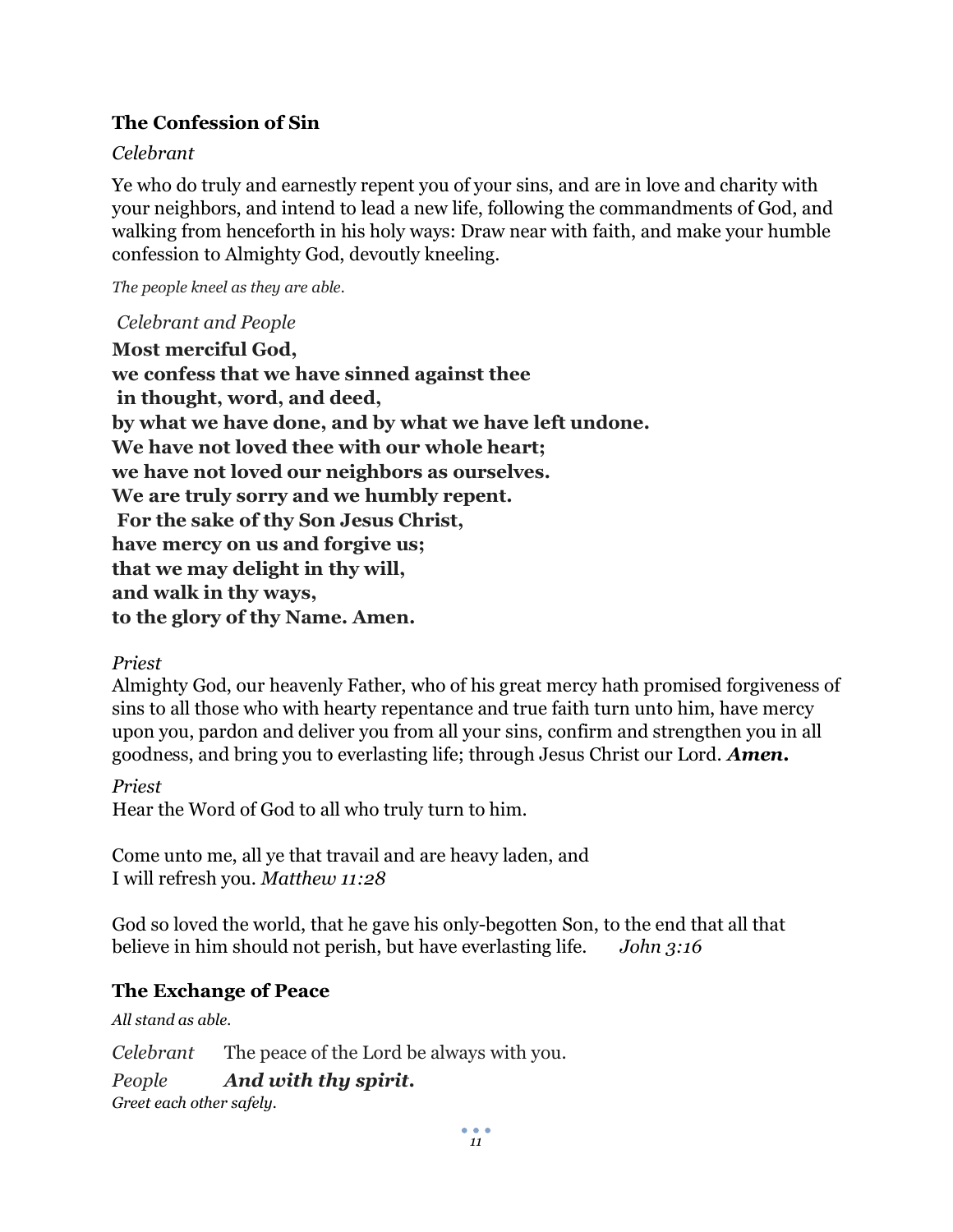### The Confession of Sin

*Celebrant*

Ye who do truly and earnestly repent you of your sins, and are in love and charity with your neighbors, and intend to lead a new life, following the commandments of God, and walking from henceforth in his holy ways: Draw near with faith, and make your humble confession to Almighty God, devoutly kneeling.

*The people kneel as they are able.*

*Celebrant and People*

**Most merciful God,**
**we confess that we have sinned against thee**
**in thought, word, and deed,**
**by what we have done, and by what we have left undone.**
**We have not loved thee with our whole heart;**
**we have not loved our neighbors as ourselves.**
**We are truly sorry and we humbly repent.**
**For the sake of thy Son Jesus Christ,**
**have mercy on us and forgive us;**
**that we may delight in thy will,**
**and walk in thy ways,**
**to the glory of thy Name. Amen.**

*Priest*
Almighty God, our heavenly Father, who of his great mercy hath promised forgiveness of sins to all those who with hearty repentance and true faith turn unto him, have mercy upon you, pardon and deliver you from all your sins, confirm and strengthen you in all goodness, and bring you to everlasting life; through Jesus Christ our Lord. ***Amen.***

*Priest*
Hear the Word of God to all who truly turn to him.

Come unto me, all ye that travail and are heavy laden, and
I will refresh you. *Matthew 11:28*

God so loved the world, that he gave his only-begotten Son, to the end that all that believe in him should not perish, but have everlasting life. *John 3:16*

### The Exchange of Peace

*All stand as able.*

*Celebrant* The peace of the Lord be always with you.

*People* ***And with thy spirit.***

*Greet each other safely.*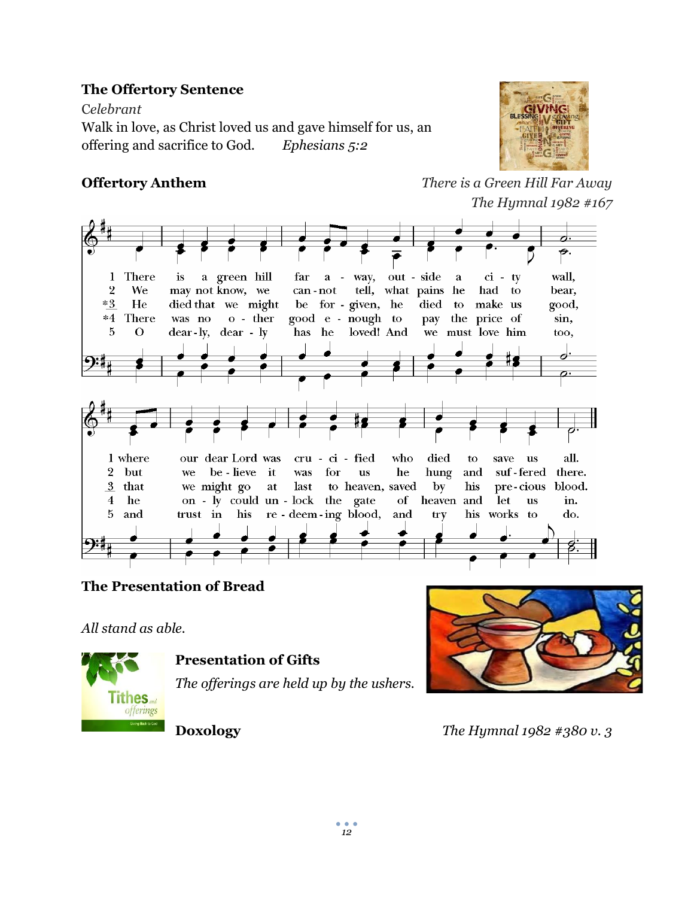**The Offertory Sentence**

*Celebrant*

Walk in love, as Christ loved us and gave himself for us, an offering and sacrifice to God. *Ephesians 5:2*

**Offertory Anthem** *There is a Green Hill Far Away*
*The Hymnal 1982 #167*

1 There is a green hill far away, outside a city wall,
where our dear Lord was crucified who died to save us all.

2 We may not know, we cannot tell, what pains he had to bear,
but we believe it was for us he hung and suffered there.

*3 He died that we might be forgiven, he died to make us good,
that we might go at last to heaven, saved by his precious blood.

*4 There was no other good enough to pay the price of sin,
he only could unlock the gate of heaven and let us in.

5 O dearly, dearly has he loved! And we must love him too,
and trust in his redeeming blood, and try his works to do.

**The Presentation of Bread**

*All stand as able.*

**Presentation of Gifts**

*The offerings are held up by the ushers.*

**Doxology** *The Hymnal 1982 #380 v. 3*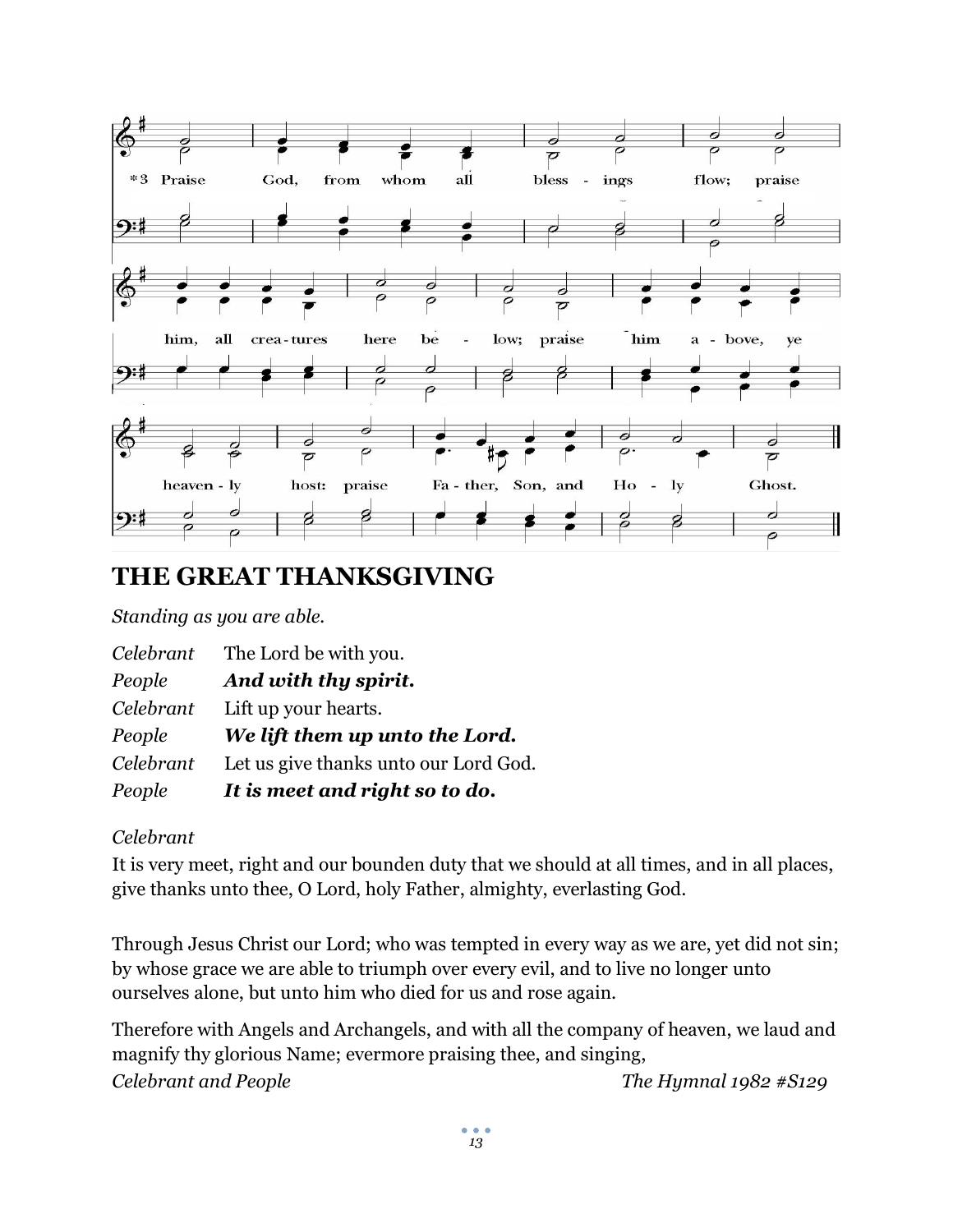*3 Praise God, from whom all bless - ings flow; praise him, all crea - tures here be - low; praise him a - bove, ye heaven - ly host: praise Fa - ther, Son, and Ho - ly Ghost.

## THE GREAT THANKSGIVING

*Standing as you are able.*

*Celebrant* The Lord be with you.
*People* ***And with thy spirit.***
*Celebrant* Lift up your hearts.
*People* ***We lift them up unto the Lord.***
*Celebrant* Let us give thanks unto our Lord God.
*People* ***It is meet and right so to do.***

*Celebrant*
It is very meet, right and our bounden duty that we should at all times, and in all places, give thanks unto thee, O Lord, holy Father, almighty, everlasting God.

Through Jesus Christ our Lord; who was tempted in every way as we are, yet did not sin; by whose grace we are able to triumph over every evil, and to live no longer unto ourselves alone, but unto him who died for us and rose again.

Therefore with Angels and Archangels, and with all the company of heaven, we laud and magnify thy glorious Name; evermore praising thee, and singing,

*Celebrant and People* *The Hymnal 1982 #S129*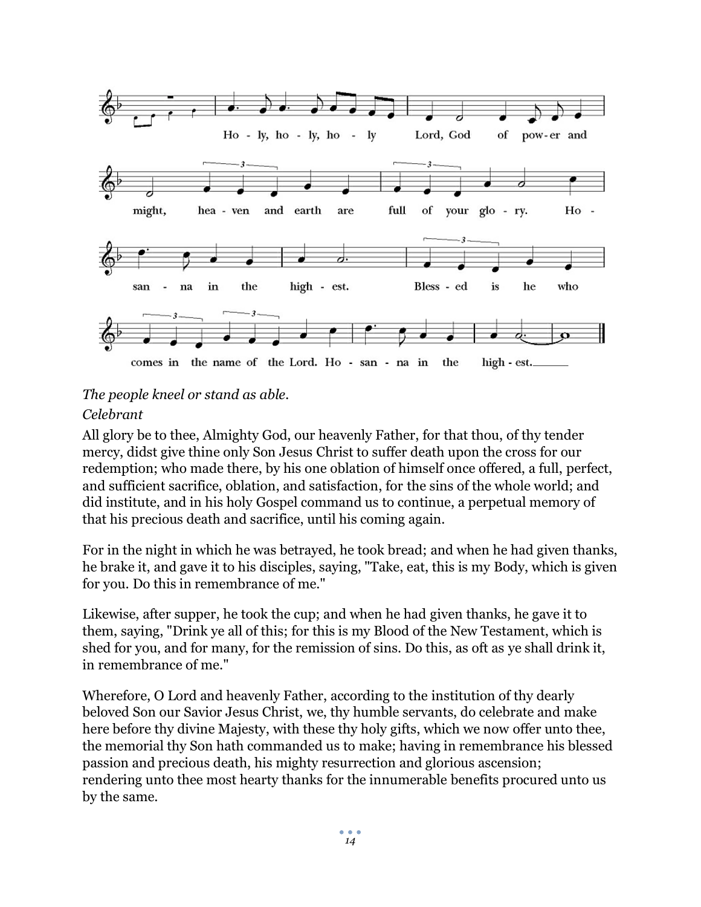Holy, holy, holy Lord, God of power and might, heaven and earth are full of your glory. Hosanna in the highest. Blessed is he who comes in the name of the Lord. Hosanna in the highest.

*The people kneel or stand as able.*

*Celebrant*

All glory be to thee, Almighty God, our heavenly Father, for that thou, of thy tender mercy, didst give thine only Son Jesus Christ to suffer death upon the cross for our redemption; who made there, by his one oblation of himself once offered, a full, perfect, and sufficient sacrifice, oblation, and satisfaction, for the sins of the whole world; and did institute, and in his holy Gospel command us to continue, a perpetual memory of that his precious death and sacrifice, until his coming again.

For in the night in which he was betrayed, he took bread; and when he had given thanks, he brake it, and gave it to his disciples, saying, "Take, eat, this is my Body, which is given for you. Do this in remembrance of me."

Likewise, after supper, he took the cup; and when he had given thanks, he gave it to them, saying, "Drink ye all of this; for this is my Blood of the New Testament, which is shed for you, and for many, for the remission of sins. Do this, as oft as ye shall drink it, in remembrance of me."

Wherefore, O Lord and heavenly Father, according to the institution of thy dearly beloved Son our Savior Jesus Christ, we, thy humble servants, do celebrate and make here before thy divine Majesty, with these thy holy gifts, which we now offer unto thee, the memorial thy Son hath commanded us to make; having in remembrance his blessed passion and precious death, his mighty resurrection and glorious ascension; rendering unto thee most hearty thanks for the innumerable benefits procured unto us by the same.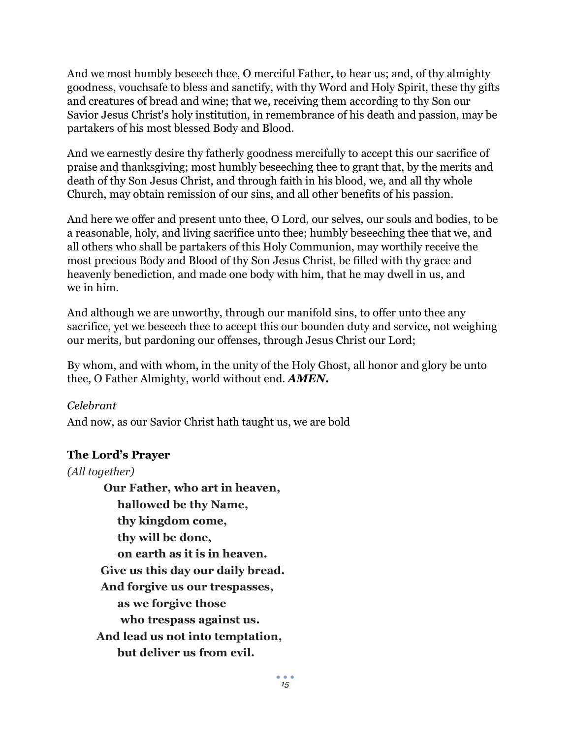And we most humbly beseech thee, O merciful Father, to hear us; and, of thy almighty goodness, vouchsafe to bless and sanctify, with thy Word and Holy Spirit, these thy gifts and creatures of bread and wine; that we, receiving them according to thy Son our Savior Jesus Christ's holy institution, in remembrance of his death and passion, may be partakers of his most blessed Body and Blood.

And we earnestly desire thy fatherly goodness mercifully to accept this our sacrifice of praise and thanksgiving; most humbly beseeching thee to grant that, by the merits and death of thy Son Jesus Christ, and through faith in his blood, we, and all thy whole Church, may obtain remission of our sins, and all other benefits of his passion.

And here we offer and present unto thee, O Lord, our selves, our souls and bodies, to be a reasonable, holy, and living sacrifice unto thee; humbly beseeching thee that we, and all others who shall be partakers of this Holy Communion, may worthily receive the most precious Body and Blood of thy Son Jesus Christ, be filled with thy grace and heavenly benediction, and made one body with him, that he may dwell in us, and we in him.

And although we are unworthy, through our manifold sins, to offer unto thee any sacrifice, yet we beseech thee to accept this our bounden duty and service, not weighing our merits, but pardoning our offenses, through Jesus Christ our Lord;

By whom, and with whom, in the unity of the Holy Ghost, all honor and glory be unto thee, O Father Almighty, world without end. ***AMEN.***

*Celebrant*
And now, as our Savior Christ hath taught us, we are bold

**The Lord's Prayer**

*(All together)*

**Our Father, who art in heaven,**
**hallowed be thy Name,**
**thy kingdom come,**
**thy will be done,**
**on earth as it is in heaven.**
**Give us this day our daily bread.**
**And forgive us our trespasses,**
**as we forgive those**
**who trespass against us.**
**And lead us not into temptation,**
**but deliver us from evil.**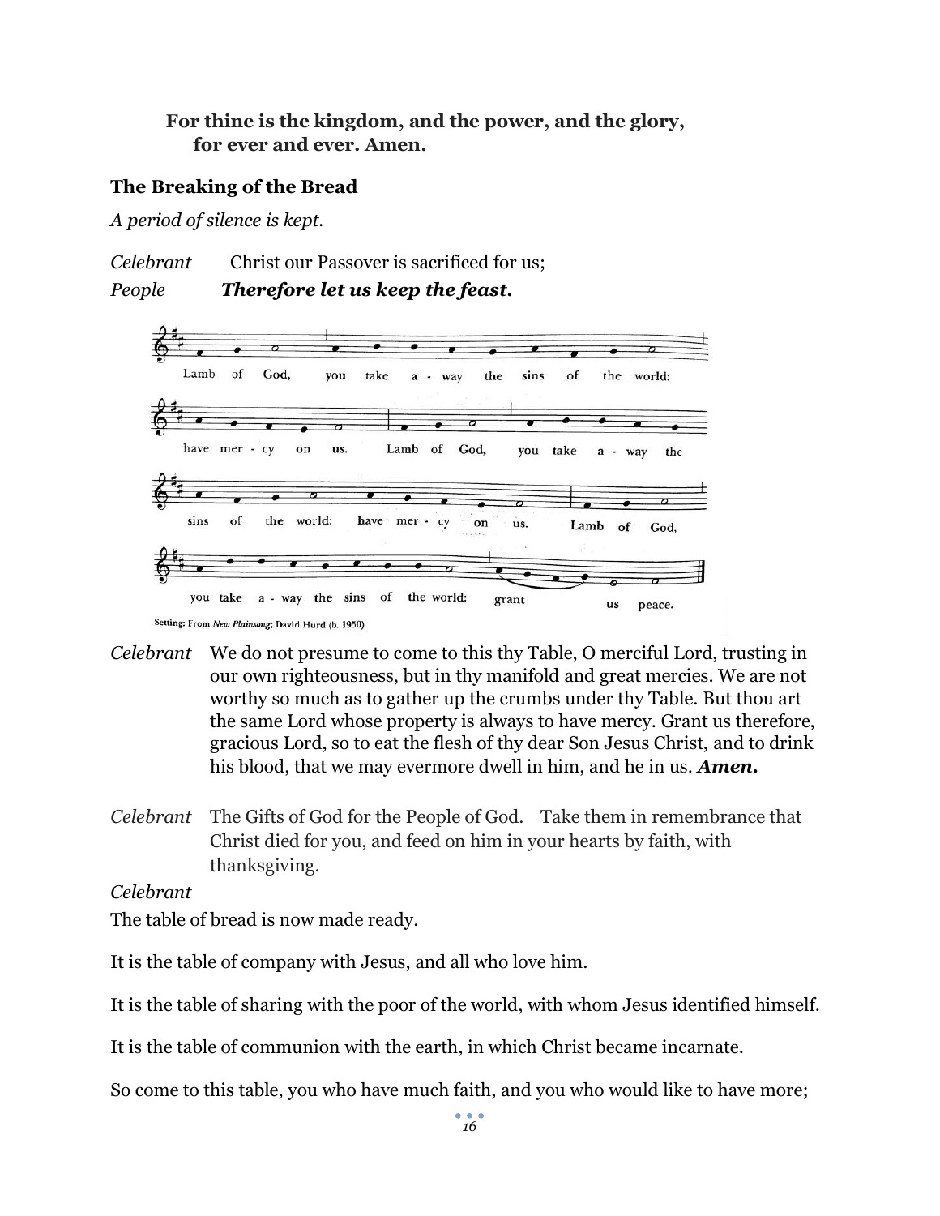**For thine is the kingdom, and the power, and the glory,**
**for ever and ever. Amen.**

### The Breaking of the Bread

*A period of silence is kept.*

*Celebrant* Christ our Passover is sacrificed for us;
*People* ***Therefore let us keep the feast.***

Lamb of God, you take a - way the sins of the world: have mer - cy on us. Lamb of God, you take a - way the sins of the world: have mer - cy on us. Lamb of God, you take a - way the sins of the world: grant us peace.

Setting: From *New Plainsong*; David Hurd (b. 1950)

*Celebrant* We do not presume to come to this thy Table, O merciful Lord, trusting in our own righteousness, but in thy manifold and great mercies. We are not worthy so much as to gather up the crumbs under thy Table. But thou art the same Lord whose property is always to have mercy. Grant us therefore, gracious Lord, so to eat the flesh of thy dear Son Jesus Christ, and to drink his blood, that we may evermore dwell in him, and he in us. ***Amen.***

*Celebrant* The Gifts of God for the People of God. Take them in remembrance that Christ died for you, and feed on him in your hearts by faith, with thanksgiving.

*Celebrant*

The table of bread is now made ready.

It is the table of company with Jesus, and all who love him.

It is the table of sharing with the poor of the world, with whom Jesus identified himself.

It is the table of communion with the earth, in which Christ became incarnate.

So come to this table, you who have much faith, and you who would like to have more;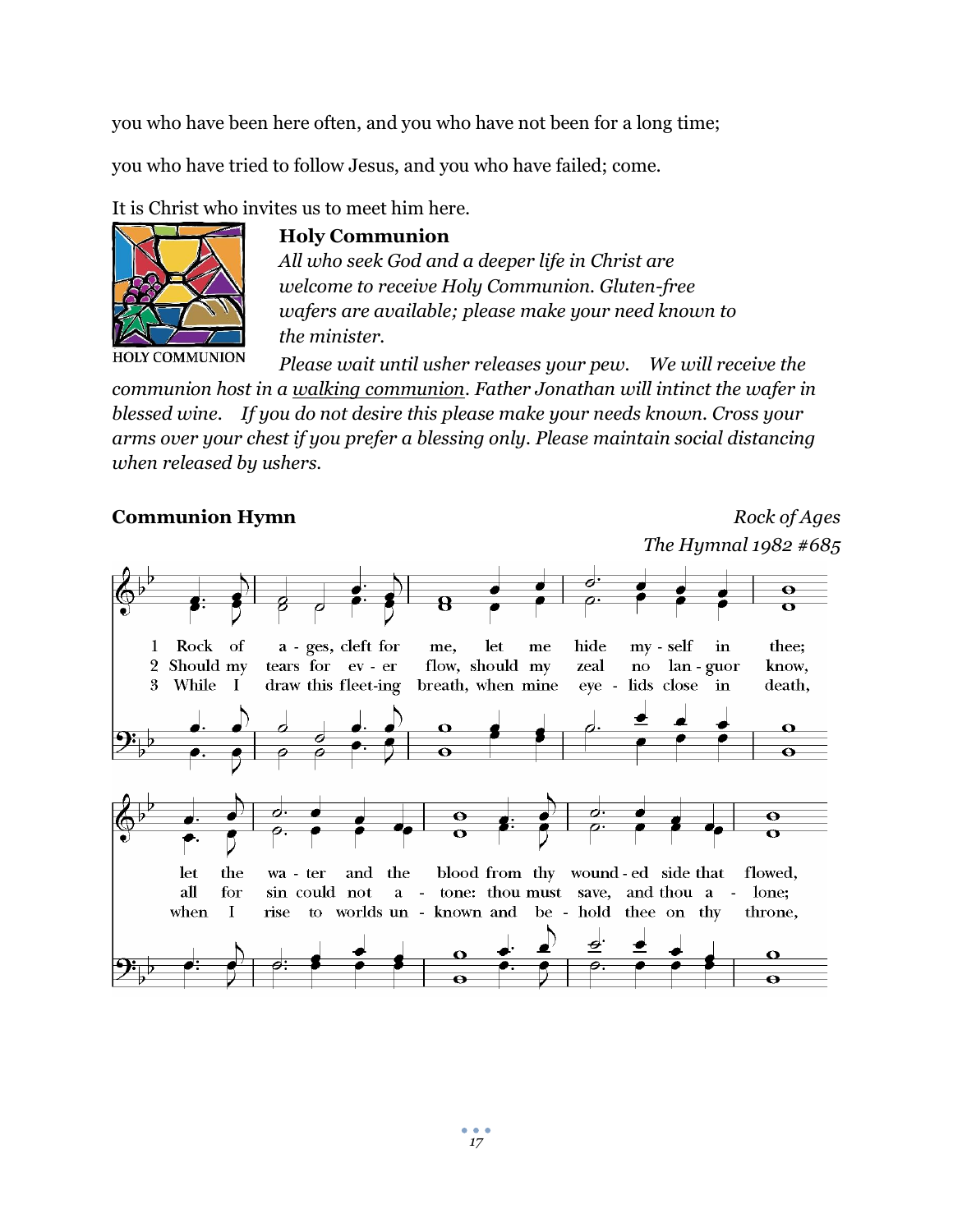you who have been here often, and you who have not been for a long time;

you who have tried to follow Jesus, and you who have failed; come.

It is Christ who invites us to meet him here.

HOLY COMMUNION

**Holy Communion**

*All who seek God and a deeper life in Christ are welcome to receive Holy Communion. Gluten-free wafers are available; please make your need known to the minister.*

*Please wait until usher releases your pew. We will receive the communion host in a* <u>*walking communion*</u>*. Father Jonathan will intinct the wafer in blessed wine. If you do not desire this please make your needs known. Cross your arms over your chest if you prefer a blessing only. Please maintain social distancing when released by ushers.*

**Communion Hymn** *Rock of Ages*

*The Hymnal 1982 #685*

1 Rock of ages, cleft for me, let me hide myself in thee; let the water and the blood from thy wounded side that flowed,

2 Should my tears for ever flow, should my zeal no languor know, all for sin could not atone: thou must save, and thou alone;

3 While I draw this fleeting breath, when mine eyelids close in death, when I rise to worlds unknown and behold thee on thy throne,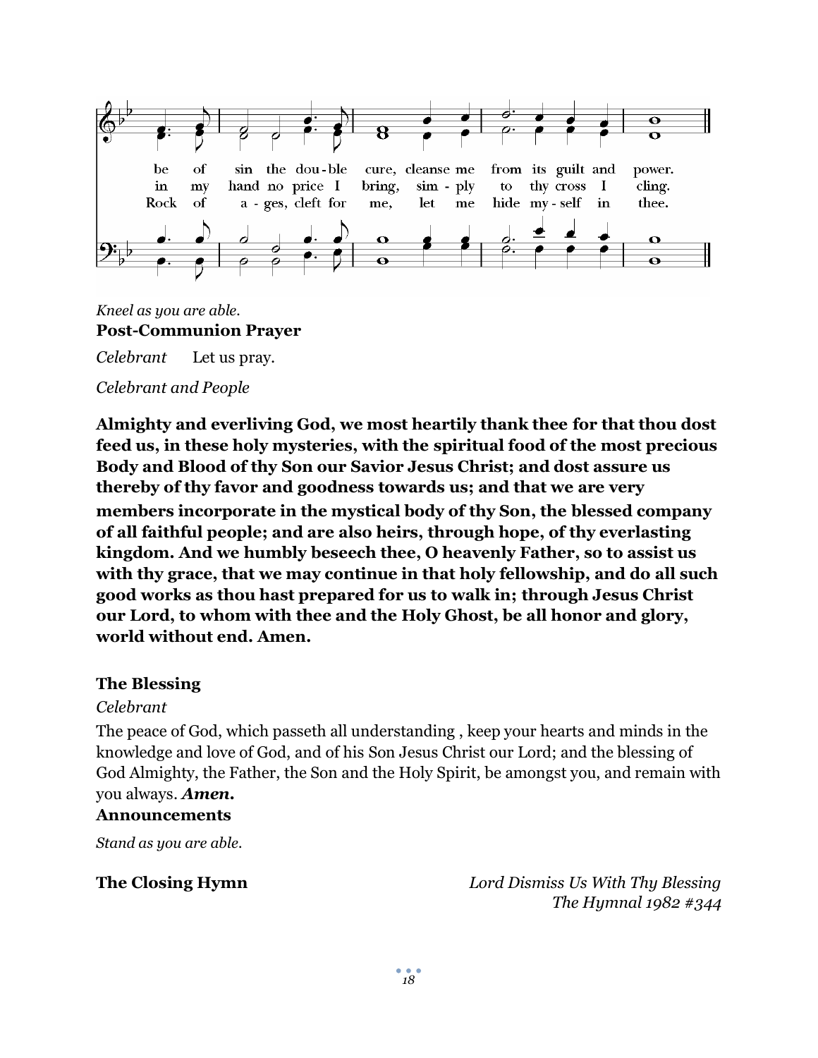be of sin the dou-ble cure, cleanse me from its guilt and power.
in my hand no price I bring, sim - ply to thy cross I cling.
Rock of a - ges, cleft for me, let me hide my - self in thee.

*Kneel as you are able.*

**Post-Communion Prayer**

*Celebrant* Let us pray.

*Celebrant and People*

**Almighty and everliving God, we most heartily thank thee for that thou dost feed us, in these holy mysteries, with the spiritual food of the most precious Body and Blood of thy Son our Savior Jesus Christ; and dost assure us thereby of thy favor and goodness towards us; and that we are very members incorporate in the mystical body of thy Son, the blessed company of all faithful people; and are also heirs, through hope, of thy everlasting kingdom. And we humbly beseech thee, O heavenly Father, so to assist us with thy grace, that we may continue in that holy fellowship, and do all such good works as thou hast prepared for us to walk in; through Jesus Christ our Lord, to whom with thee and the Holy Ghost, be all honor and glory, world without end. Amen.**

**The Blessing**

*Celebrant*

The peace of God, which passeth all understanding , keep your hearts and minds in the knowledge and love of God, and of his Son Jesus Christ our Lord; and the blessing of God Almighty, the Father, the Son and the Holy Spirit, be amongst you, and remain with you always. ***Amen.***

**Announcements**

*Stand as you are able.*

**The Closing Hymn** *Lord Dismiss Us With Thy Blessing*
*The Hymnal 1982 #344*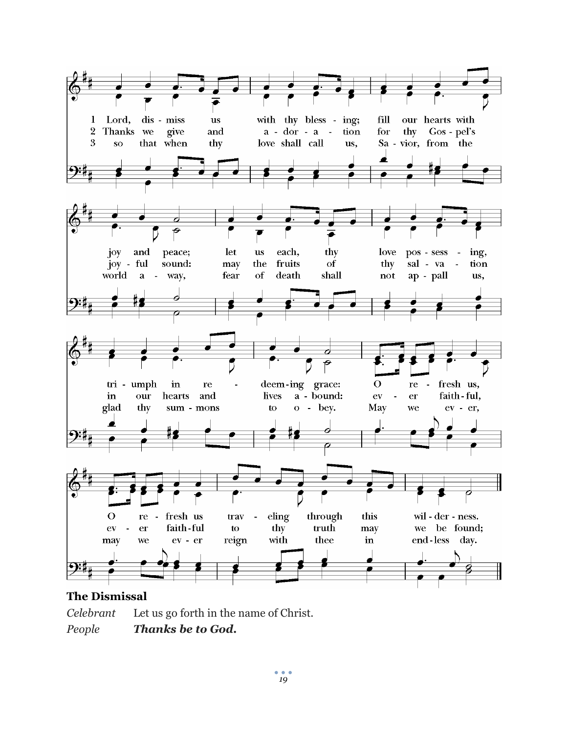1 Lord, dis - miss us with thy bless - ing; fill our hearts with joy and peace; let us each, thy love pos - sess - ing, tri - umph in re - deem-ing grace: O re - fresh us, O re - fresh us trav - eling through this wil - der - ness.

2 Thanks we give and a - dor - a - tion for thy Gos - pel's joy - ful sound: may the fruits of thy sal - va - tion in our hearts and lives a - bound: ev - er faith-ful, ev - er faith-ful to thy truth may we be found;

3 so that when thy love shall call us, Sa - vior, from the world a - way, fear of death shall not ap - pall us, glad thy sum - mons to o - bey. May we ev - er, may we ev - er reign with thee in end-less day.

**The Dismissal**

*Celebrant* Let us go forth in the name of Christ.

*People* ***Thanks be to God.***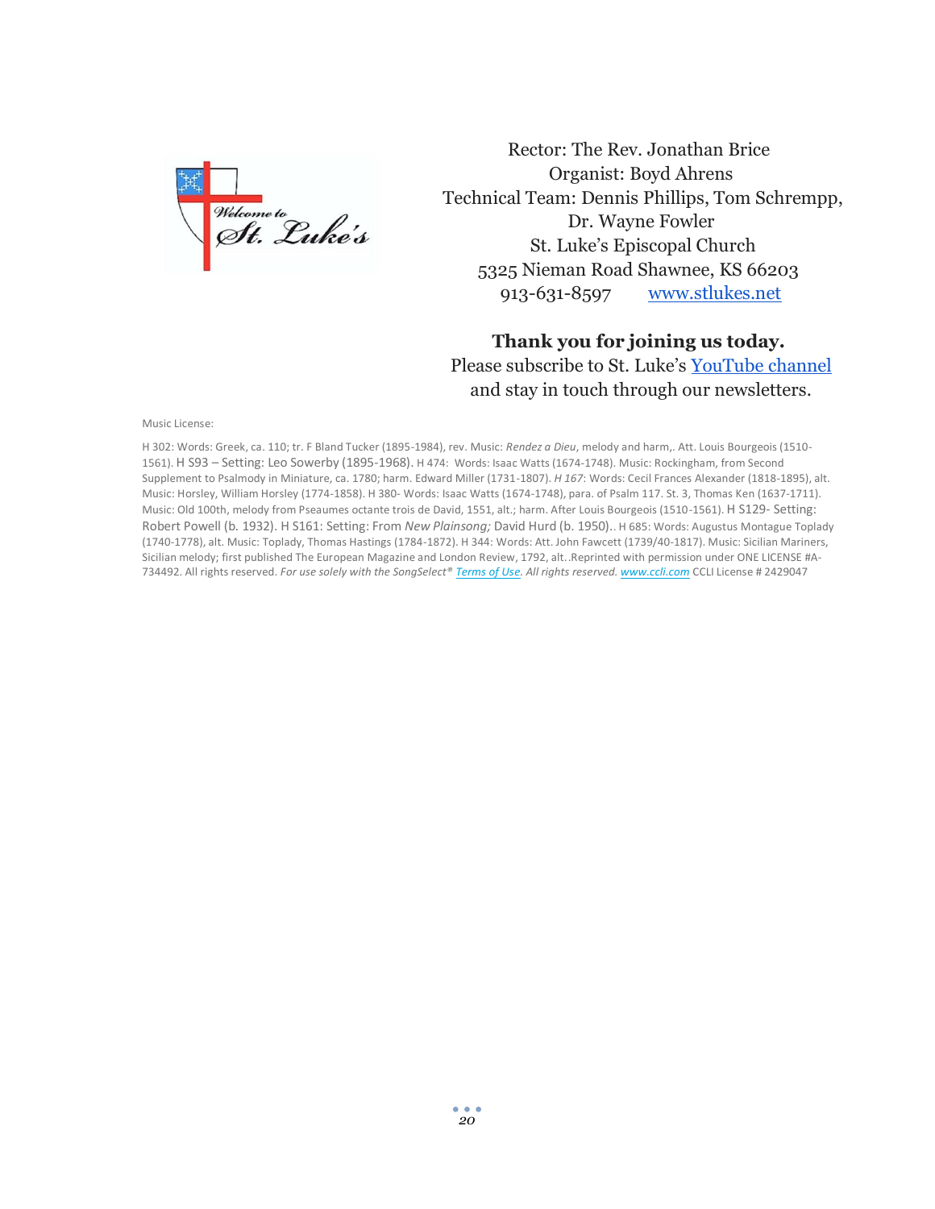Rector: The Rev. Jonathan Brice
Organist: Boyd Ahrens
Technical Team: Dennis Phillips, Tom Schrempp, Dr. Wayne Fowler
St. Luke's Episcopal Church
5325 Nieman Road Shawnee, KS 66203
913-631-8597 www.stlukes.net

**Thank you for joining us today.**
Please subscribe to St. Luke's YouTube channel and stay in touch through our newsletters.

Music License:

H 302: Words: Greek, ca. 110; tr. F Bland Tucker (1895-1984), rev. Music: *Rendez a Dieu*, melody and harm,. Att. Louis Bourgeois (1510-1561). H S93 – Setting: Leo Sowerby (1895-1968). H 474: Words: Isaac Watts (1674-1748). Music: Rockingham, from Second Supplement to Psalmody in Miniature, ca. 1780; harm. Edward Miller (1731-1807). *H 167*: Words: Cecil Frances Alexander (1818-1895), alt. Music: Horsley, William Horsley (1774-1858). H 380- Words: Isaac Watts (1674-1748), para. of Psalm 117. St. 3, Thomas Ken (1637-1711). Music: Old 100th, melody from Pseaumes octante trois de David, 1551, alt.; harm. After Louis Bourgeois (1510-1561). H S129- Setting: Robert Powell (b. 1932). H S161: Setting: From *New Plainsong;* David Hurd (b. 1950).. H 685: Words: Augustus Montague Toplady (1740-1778), alt. Music: Toplady, Thomas Hastings (1784-1872). H 344: Words: Att. John Fawcett (1739/40-1817). Music: Sicilian Mariners, Sicilian melody; first published The European Magazine and London Review, 1792, alt..Reprinted with permission under ONE LICENSE #A-734492. All rights reserved. *For use solely with the SongSelect® Terms of Use. All rights reserved. www.ccli.com* CCLI License # 2429047